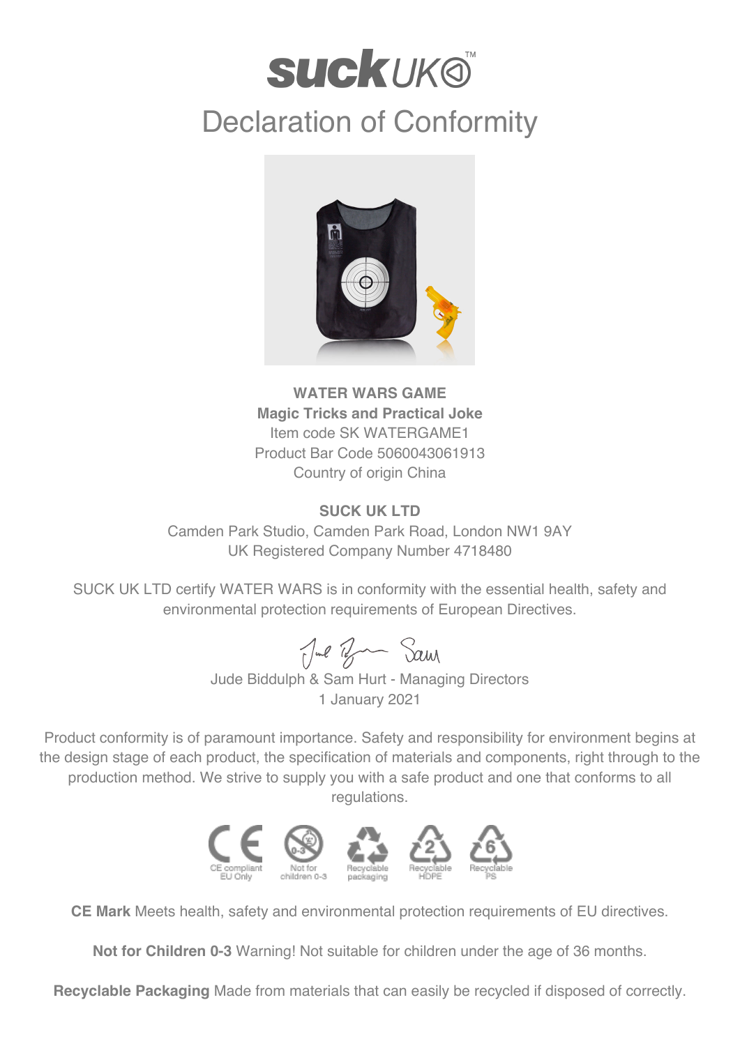# suck UK

## Declaration of Conformity

**WATER WARS GAME**
**Magic Tricks and Practical Joke**
Item code SK WATERGAME1
Product Bar Code 5060043061913
Country of origin China

**SUCK UK LTD**
Camden Park Studio, Camden Park Road, London NW1 9AY
UK Registered Company Number 4718480

SUCK UK LTD certify WATER WARS is in conformity with the essential health, safety and environmental protection requirements of European Directives.

Jude Biddulph & Sam Hurt - Managing Directors
1 January 2021

Product conformity is of paramount importance. Safety and responsibility for environment begins at the design stage of each product, the specification of materials and components, right through to the production method. We strive to supply you with a safe product and one that conforms to all regulations.

CE compliant EU Only | Not for children 0-3 | Recyclable packaging | Recyclable HDPE | Recyclable PS

**CE Mark** Meets health, safety and environmental protection requirements of EU directives.

**Not for Children 0-3** Warning! Not suitable for children under the age of 36 months.

**Recyclable Packaging** Made from materials that can easily be recycled if disposed of correctly.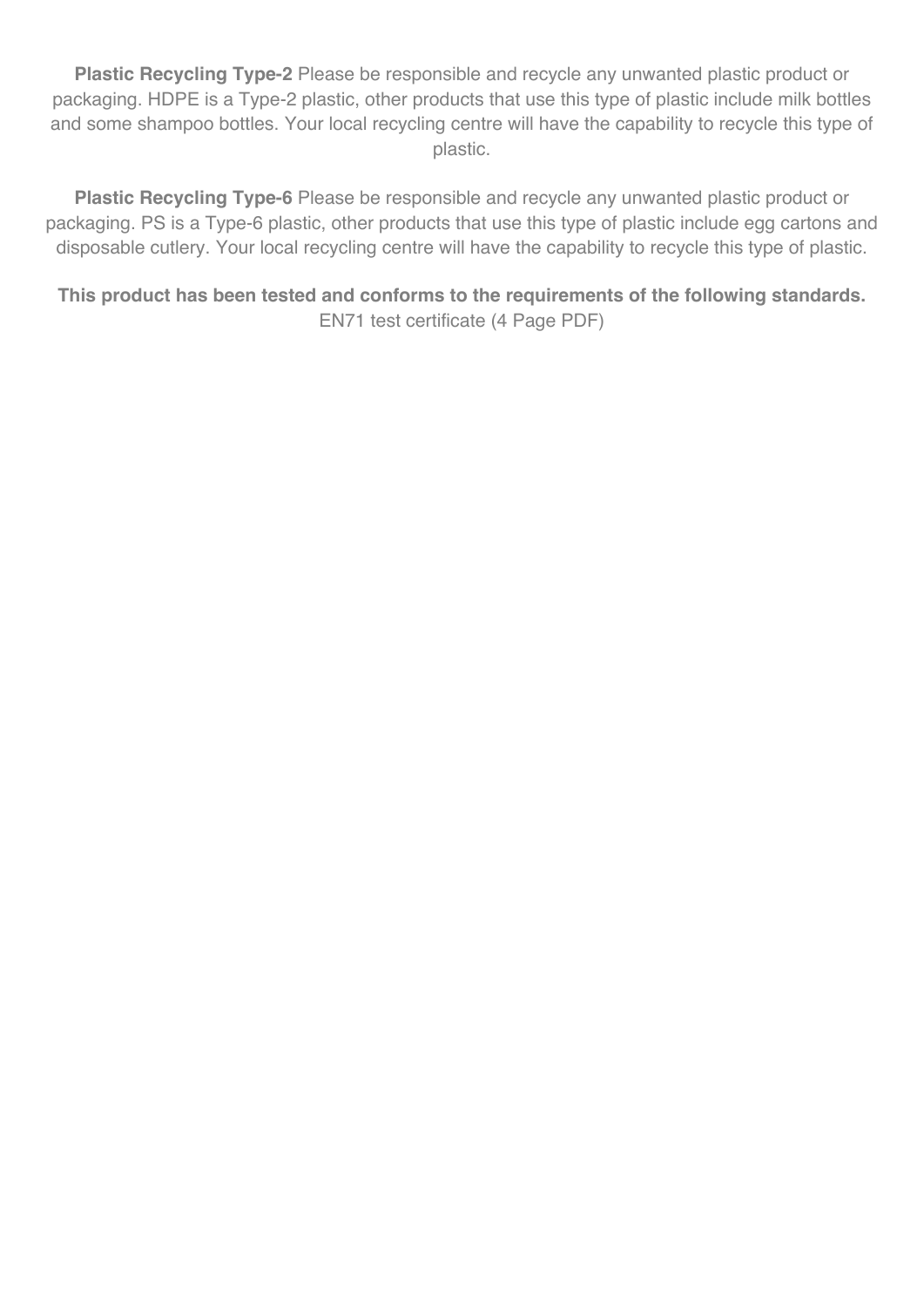**Plastic Recycling Type-2** Please be responsible and recycle any unwanted plastic product or packaging. HDPE is a Type-2 plastic, other products that use this type of plastic include milk bottles and some shampoo bottles. Your local recycling centre will have the capability to recycle this type of plastic.

**Plastic Recycling Type-6** Please be responsible and recycle any unwanted plastic product or packaging. PS is a Type-6 plastic, other products that use this type of plastic include egg cartons and disposable cutlery. Your local recycling centre will have the capability to recycle this type of plastic.

**This product has been tested and conforms to the requirements of the following standards.**
EN71 test certificate (4 Page PDF)